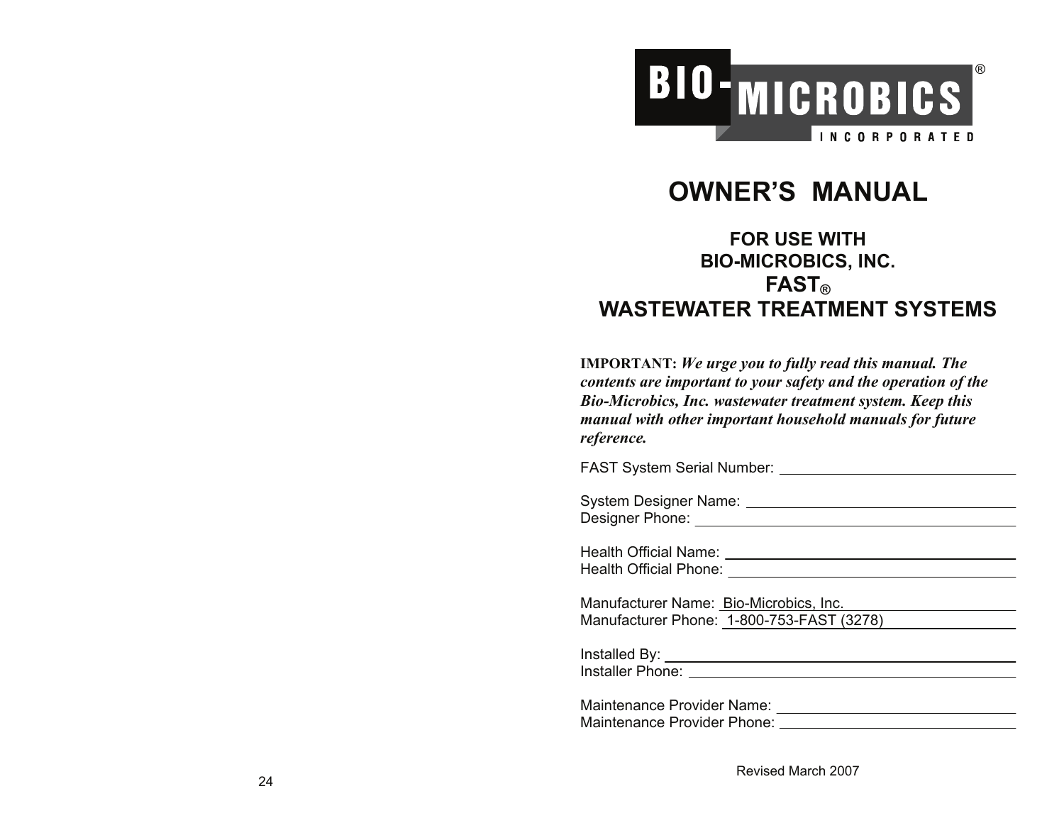BIO-MICROBICS® INCORPORATED

# OWNER'S MANUAL

## FOR USE WITH BIO-MICROBICS, INC. FAST® WASTEWATER TREATMENT SYSTEMS

**IMPORTANT:** ***We urge you to fully read this manual. The contents are important to your safety and the operation of the Bio-Microbics, Inc. wastewater treatment system. Keep this manual with other important household manuals for future reference.***

FAST System Serial Number: ______________________________

System Designer Name: ______________________________
Designer Phone: ______________________________

Health Official Name: ______________________________
Health Official Phone: ______________________________

Manufacturer Name: Bio-Microbics, Inc.
Manufacturer Phone: 1-800-753-FAST (3278)

Installed By: ______________________________
Installer Phone: ______________________________

Maintenance Provider Name: ______________________________
Maintenance Provider Phone: ______________________________

Revised March 2007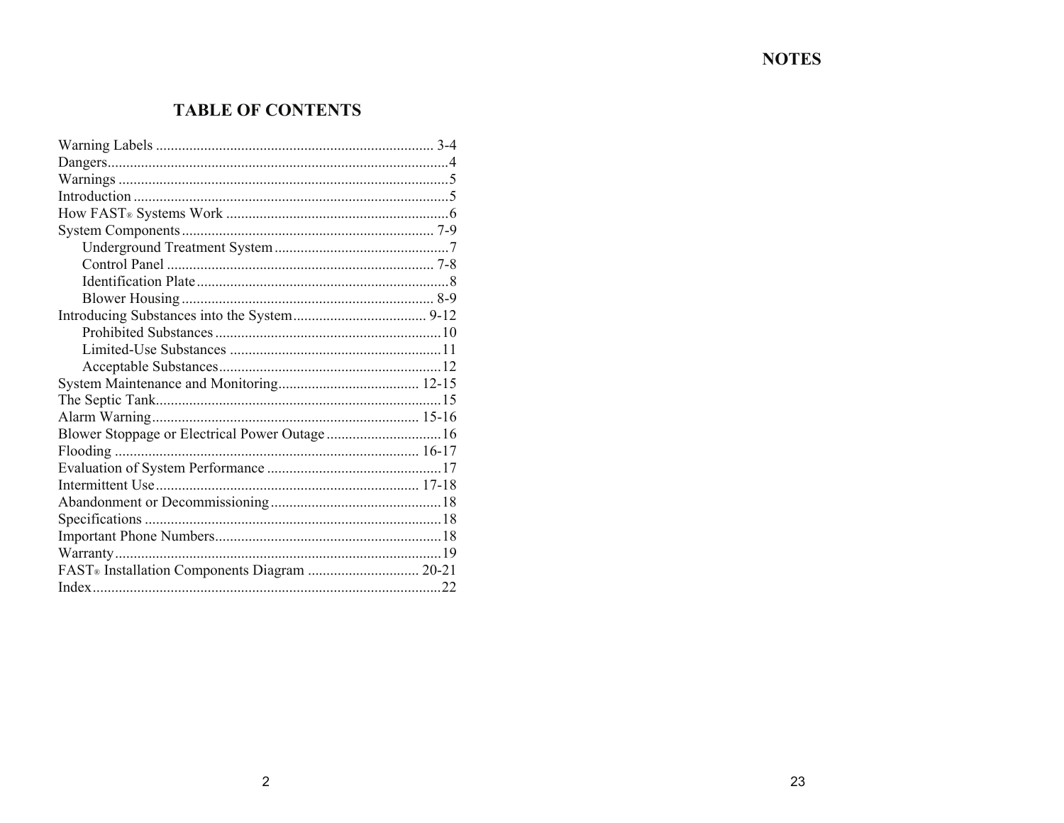## TABLE OF CONTENTS

| Section | Page |
|---|---|
| Warning Labels | 3-4 |
| Dangers | 4 |
| Warnings | 5 |
| Introduction | 5 |
| How FAST® Systems Work | 6 |
| System Components | 7-9 |
| Underground Treatment System | 7 |
| Control Panel | 7-8 |
| Identification Plate | 8 |
| Blower Housing | 8-9 |
| Introducing Substances into the System | 9-12 |
| Prohibited Substances | 10 |
| Limited-Use Substances | 11 |
| Acceptable Substances | 12 |
| System Maintenance and Monitoring | 12-15 |
| The Septic Tank | 15 |
| Alarm Warning | 15-16 |
| Blower Stoppage or Electrical Power Outage | 16 |
| Flooding | 16-17 |
| Evaluation of System Performance | 17 |
| Intermittent Use | 17-18 |
| Abandonment or Decommissioning | 18 |
| Specifications | 18 |
| Important Phone Numbers | 18 |
| Warranty | 19 |
| FAST® Installation Components Diagram | 20-21 |
| Index | 22 |

## NOTES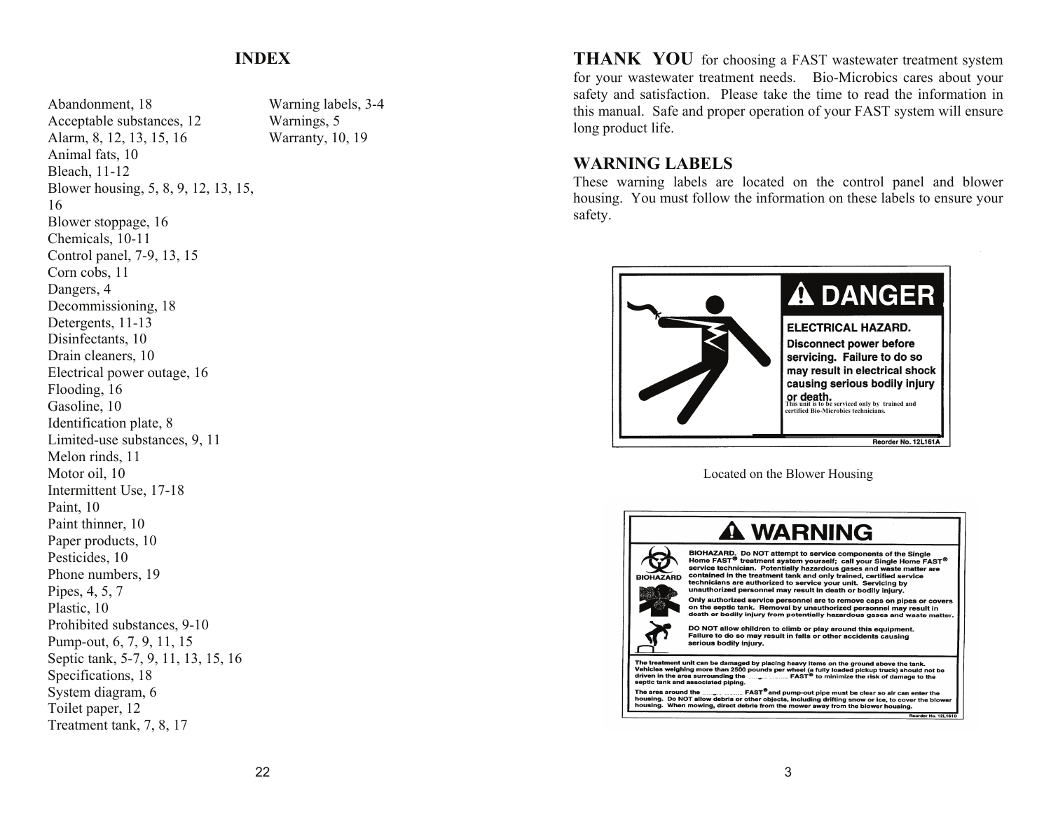# INDEX

Abandonment, 18
Acceptable substances, 12
Alarm, 8, 12, 13, 15, 16
Animal fats, 10
Bleach, 11-12
Blower housing, 5, 8, 9, 12, 13, 15, 16
Blower stoppage, 16
Chemicals, 10-11
Control panel, 7-9, 13, 15
Corn cobs, 11
Dangers, 4
Decommissioning, 18
Detergents, 11-13
Disinfectants, 10
Drain cleaners, 10
Electrical power outage, 16
Flooding, 16
Gasoline, 10
Identification plate, 8
Limited-use substances, 9, 11
Melon rinds, 11
Motor oil, 10
Intermittent Use, 17-18
Paint, 10
Paint thinner, 10
Paper products, 10
Pesticides, 10
Phone numbers, 19
Pipes, 4, 5, 7
Plastic, 10
Prohibited substances, 9-10
Pump-out, 6, 7, 9, 11, 15
Septic tank, 5-7, 9, 11, 13, 15, 16
Specifications, 18
System diagram, 6
Toilet paper, 12
Treatment tank, 7, 8, 17
Warning labels, 3-4
Warnings, 5
Warranty, 10, 19

**THANK YOU** for choosing a FAST wastewater treatment system for your wastewater treatment needs. Bio-Microbics cares about your safety and satisfaction. Please take the time to read the information in this manual. Safe and proper operation of your FAST system will ensure long product life.

## WARNING LABELS

These warning labels are located on the control panel and blower housing. You must follow the information on these labels to ensure your safety.

**⚠ DANGER**

**ELECTRICAL HAZARD.**

**Disconnect power before servicing. Failure to do so may result in electrical shock causing serious bodily injury or death.**

This unit is to be serviced only by trained and certified Bio-Microbics technicians.

Reorder No. 12L161A

Located on the Blower Housing

**⚠ WARNING**

BIOHAZARD

**BIOHAZARD. Do NOT attempt to service components of the Single Home FAST® treatment system yourself; call your Single Home FAST® service technician. Potentially hazardous gases and waste matter are contained in the treatment tank and only trained, certified service technicians are authorized to service your unit. Servicing by unauthorized personnel may result in death or bodily injury.**

**Only authorized service personnel are to remove caps on pipes or covers on the septic tank. Removal by unauthorized personnel may result in death or bodily injury from potentially hazardous gases and waste matter.**

**DO NOT allow children to climb or play around this equipment. Failure to do so may result in falls or other accidents causing serious bodily injury.**

**The treatment unit can be damaged by placing heavy items on the ground above the tank. Vehicles weighing more than 2500 pounds per wheel (a fully loaded pickup truck) should not be driven in the area surrounding the Single Home FAST® to minimize the risk of damage to the septic tank and associated piping.**

**The area around the Single Home FAST® and pump-out pipe must be clear so air can enter the housing. Do NOT allow debris or other objects, including drifting snow or ice, to cover the blower housing. When mowing, direct debris from the mower away from the blower housing.**

Reorder No. 12L161D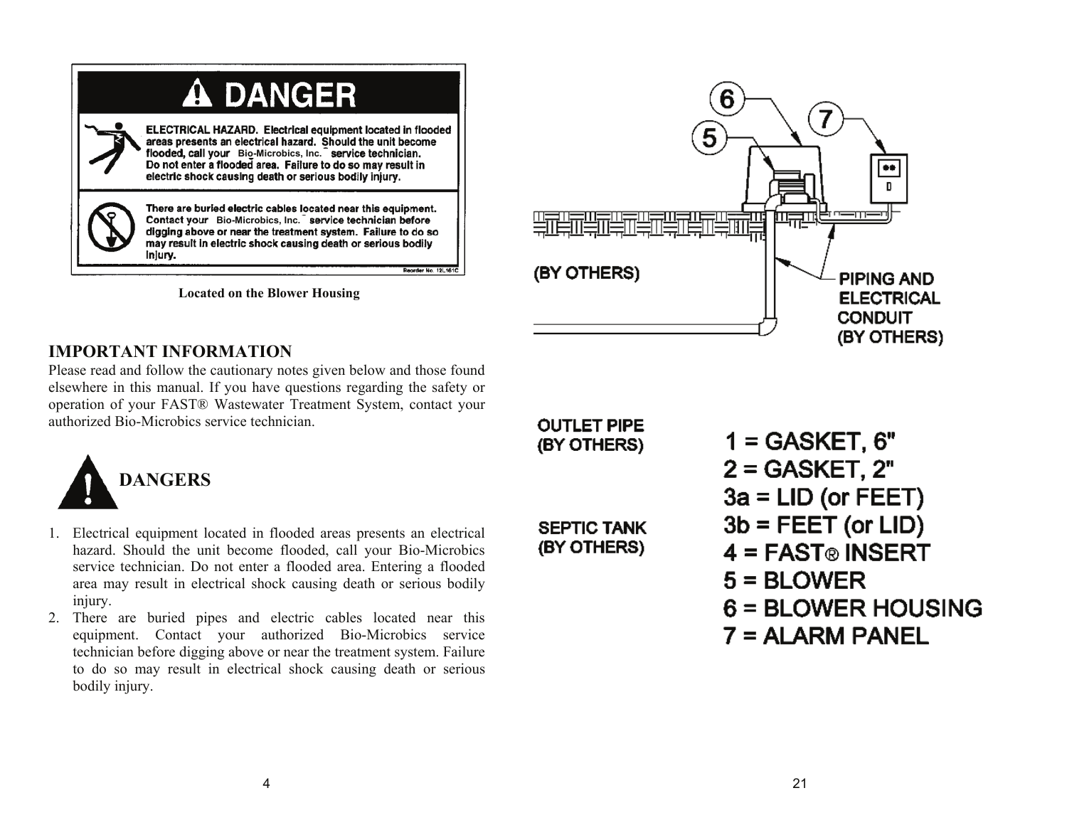**DANGER**

ELECTRICAL HAZARD. Electrical equipment located in flooded areas presents an electrical hazard. Should the unit become flooded, call your Bio-Microbics, Inc. service technician. Do not enter a flooded area. Failure to do so may result in electric shock causing death or serious bodily injury.

There are buried electric cables located near this equipment. Contact your Bio-Microbics, Inc. service technician before digging above or near the treatment system. Failure to do so may result in electric shock causing death or serious bodily injury.

Reorder No. 12L161C

**Located on the Blower Housing**

## IMPORTANT INFORMATION

Please read and follow the cautionary notes given below and those found elsewhere in this manual. If you have questions regarding the safety or operation of your FAST® Wastewater Treatment System, contact your authorized Bio-Microbics service technician.

## DANGERS

1. Electrical equipment located in flooded areas presents an electrical hazard. Should the unit become flooded, call your Bio-Microbics service technician. Do not enter a flooded area. Entering a flooded area may result in electrical shock causing death or serious bodily injury.
2. There are buried pipes and electric cables located near this equipment. Contact your authorized Bio-Microbics service technician before digging above or near the treatment system. Failure to do so may result in electrical shock causing death or serious bodily injury.

(BY OTHERS)

PIPING AND ELECTRICAL CONDUIT (BY OTHERS)

OUTLET PIPE (BY OTHERS)

SEPTIC TANK (BY OTHERS)

1 = GASKET, 6"
2 = GASKET, 2"
3a = LID (or FEET)
3b = FEET (or LID)
4 = FAST® INSERT
5 = BLOWER
6 = BLOWER HOUSING
7 = ALARM PANEL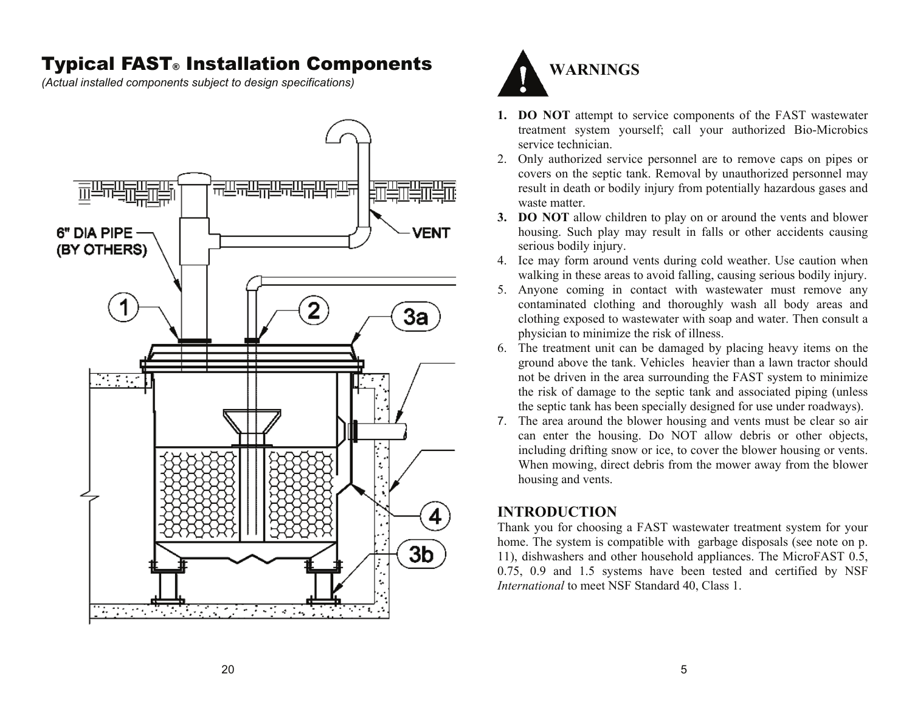## Typical FAST® Installation Components

*(Actual installed components subject to design specifications)*

6" DIA PIPE (BY OTHERS)

VENT

1 2 3a 4 3b

## WARNINGS

1. **DO NOT** attempt to service components of the FAST wastewater treatment system yourself; call your authorized Bio-Microbics service technician.
2. Only authorized service personnel are to remove caps on pipes or covers on the septic tank. Removal by unauthorized personnel may result in death or bodily injury from potentially hazardous gases and waste matter.
3. **DO NOT** allow children to play on or around the vents and blower housing. Such play may result in falls or other accidents causing serious bodily injury.
4. Ice may form around vents during cold weather. Use caution when walking in these areas to avoid falling, causing serious bodily injury.
5. Anyone coming in contact with wastewater must remove any contaminated clothing and thoroughly wash all body areas and clothing exposed to wastewater with soap and water. Then consult a physician to minimize the risk of illness.
6. The treatment unit can be damaged by placing heavy items on the ground above the tank. Vehicles heavier than a lawn tractor should not be driven in the area surrounding the FAST system to minimize the risk of damage to the septic tank and associated piping (unless the septic tank has been specially designed for use under roadways).
7. The area around the blower housing and vents must be clear so air can enter the housing. Do NOT allow debris or other objects, including drifting snow or ice, to cover the blower housing or vents. When mowing, direct debris from the mower away from the blower housing and vents.

## INTRODUCTION

Thank you for choosing a FAST wastewater treatment system for your home. The system is compatible with garbage disposals (see note on p. 11), dishwashers and other household appliances. The MicroFAST 0.5, 0.75, 0.9 and 1.5 systems have been tested and certified by NSF *International* to meet NSF Standard 40, Class 1.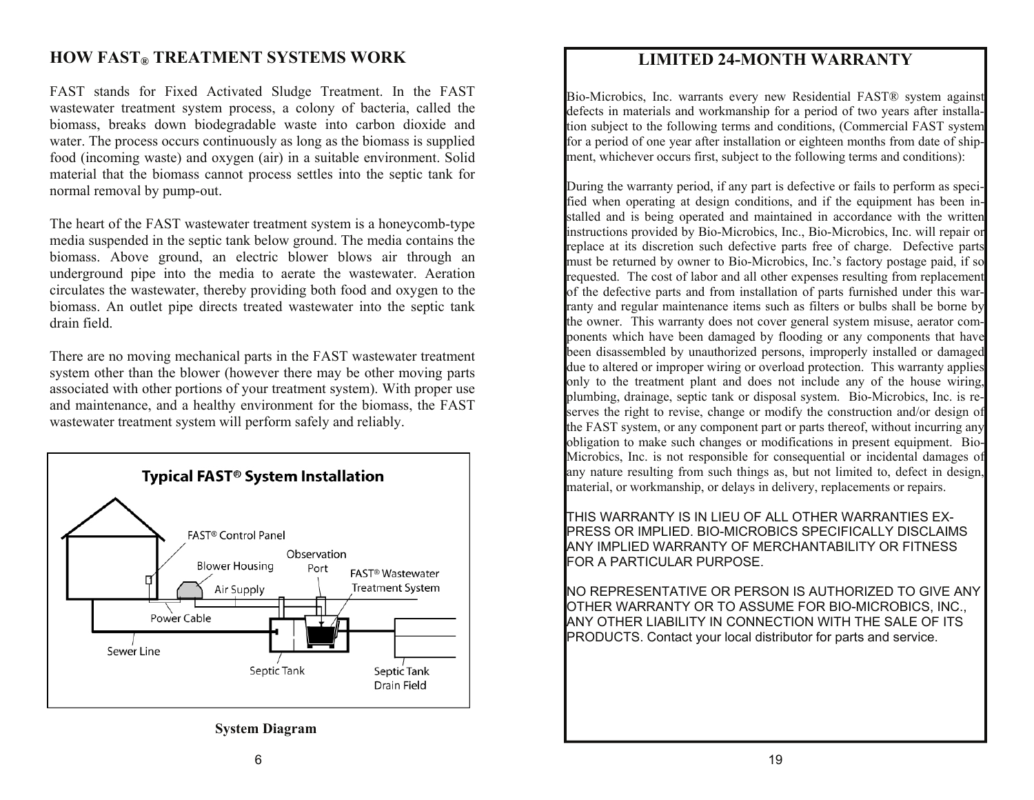## HOW FAST® TREATMENT SYSTEMS WORK

FAST stands for Fixed Activated Sludge Treatment. In the FAST wastewater treatment system process, a colony of bacteria, called the biomass, breaks down biodegradable waste into carbon dioxide and water. The process occurs continuously as long as the biomass is supplied food (incoming waste) and oxygen (air) in a suitable environment. Solid material that the biomass cannot process settles into the septic tank for normal removal by pump-out.

The heart of the FAST wastewater treatment system is a honeycomb-type media suspended in the septic tank below ground. The media contains the biomass. Above ground, an electric blower blows air through an underground pipe into the media to aerate the wastewater. Aeration circulates the wastewater, thereby providing both food and oxygen to the biomass. An outlet pipe directs treated wastewater into the septic tank drain field.

There are no moving mechanical parts in the FAST wastewater treatment system other than the blower (however there may be other moving parts associated with other portions of your treatment system). With proper use and maintenance, and a healthy environment for the biomass, the FAST wastewater treatment system will perform safely and reliably.

**Typical FAST® System Installation**

FAST® Control Panel, Blower Housing, Observation Port, FAST® Wastewater Treatment System, Air Supply, Power Cable, Sewer Line, Septic Tank, Septic Tank Drain Field

**System Diagram**

## LIMITED 24-MONTH WARRANTY

Bio-Microbics, Inc. warrants every new Residential FAST® system against defects in materials and workmanship for a period of two years after installation subject to the following terms and conditions, (Commercial FAST system for a period of one year after installation or eighteen months from date of shipment, whichever occurs first, subject to the following terms and conditions):

During the warranty period, if any part is defective or fails to perform as specified when operating at design conditions, and if the equipment has been installed and is being operated and maintained in accordance with the written instructions provided by Bio-Microbics, Inc., Bio-Microbics, Inc. will repair or replace at its discretion such defective parts free of charge. Defective parts must be returned by owner to Bio-Microbics, Inc.'s factory postage paid, if so requested. The cost of labor and all other expenses resulting from replacement of the defective parts and from installation of parts furnished under this warranty and regular maintenance items such as filters or bulbs shall be borne by the owner. This warranty does not cover general system misuse, aerator components which have been damaged by flooding or any components that have been disassembled by unauthorized persons, improperly installed or damaged due to altered or improper wiring or overload protection. This warranty applies only to the treatment plant and does not include any of the house wiring, plumbing, drainage, septic tank or disposal system. Bio-Microbics, Inc. is reserves the right to revise, change or modify the construction and/or design of the FAST system, or any component part or parts thereof, without incurring any obligation to make such changes or modifications in present equipment. Bio-Microbics, Inc. is not responsible for consequential or incidental damages of any nature resulting from such things as, but not limited to, defect in design, material, or workmanship, or delays in delivery, replacements or repairs.

THIS WARRANTY IS IN LIEU OF ALL OTHER WARRANTIES EXPRESS OR IMPLIED. BIO-MICROBICS SPECIFICALLY DISCLAIMS ANY IMPLIED WARRANTY OF MERCHANTABILITY OR FITNESS FOR A PARTICULAR PURPOSE.

NO REPRESENTATIVE OR PERSON IS AUTHORIZED TO GIVE ANY OTHER WARRANTY OR TO ASSUME FOR BIO-MICROBICS, INC., ANY OTHER LIABILITY IN CONNECTION WITH THE SALE OF ITS PRODUCTS. Contact your local distributor for parts and service.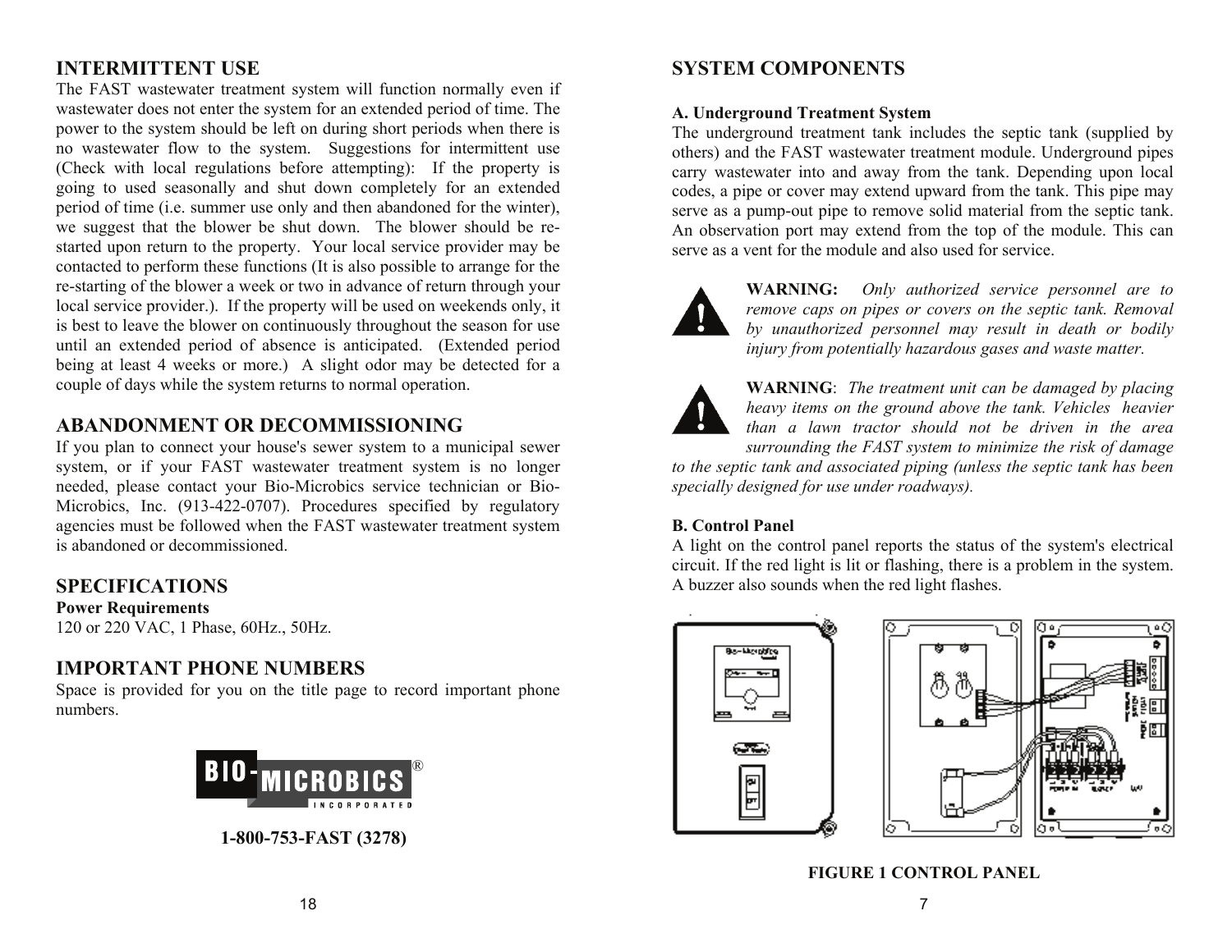## INTERMITTENT USE

The FAST wastewater treatment system will function normally even if wastewater does not enter the system for an extended period of time. The power to the system should be left on during short periods when there is no wastewater flow to the system. Suggestions for intermittent use (Check with local regulations before attempting): If the property is going to used seasonally and shut down completely for an extended period of time (i.e. summer use only and then abandoned for the winter), we suggest that the blower be shut down. The blower should be re-started upon return to the property. Your local service provider may be contacted to perform these functions (It is also possible to arrange for the re-starting of the blower a week or two in advance of return through your local service provider.). If the property will be used on weekends only, it is best to leave the blower on continuously throughout the season for use until an extended period of absence is anticipated. (Extended period being at least 4 weeks or more.) A slight odor may be detected for a couple of days while the system returns to normal operation.

## ABANDONMENT OR DECOMMISSIONING

If you plan to connect your house's sewer system to a municipal sewer system, or if your FAST wastewater treatment system is no longer needed, please contact your Bio-Microbics service technician or Bio-Microbics, Inc. (913-422-0707). Procedures specified by regulatory agencies must be followed when the FAST wastewater treatment system is abandoned or decommissioned.

## SPECIFICATIONS

**Power Requirements**

120 or 220 VAC, 1 Phase, 60Hz., 50Hz.

## IMPORTANT PHONE NUMBERS

Space is provided for you on the title page to record important phone numbers.

BIO-MICROBICS® INCORPORATED

**1-800-753-FAST (3278)**

## SYSTEM COMPONENTS

### A. Underground Treatment System

The underground treatment tank includes the septic tank (supplied by others) and the FAST wastewater treatment module. Underground pipes carry wastewater into and away from the tank. Depending upon local codes, a pipe or cover may extend upward from the tank. This pipe may serve as a pump-out pipe to remove solid material from the septic tank. An observation port may extend from the top of the module. This can serve as a vent for the module and also used for service.

**WARNING:** *Only authorized service personnel are to remove caps on pipes or covers on the septic tank. Removal by unauthorized personnel may result in death or bodily injury from potentially hazardous gases and waste matter.*

**WARNING**: *The treatment unit can be damaged by placing heavy items on the ground above the tank. Vehicles heavier than a lawn tractor should not be driven in the area surrounding the FAST system to minimize the risk of damage to the septic tank and associated piping (unless the septic tank has been specially designed for use under roadways).*

### B. Control Panel

A light on the control panel reports the status of the system's electrical circuit. If the red light is lit or flashing, there is a problem in the system. A buzzer also sounds when the red light flashes.

**FIGURE 1 CONTROL PANEL**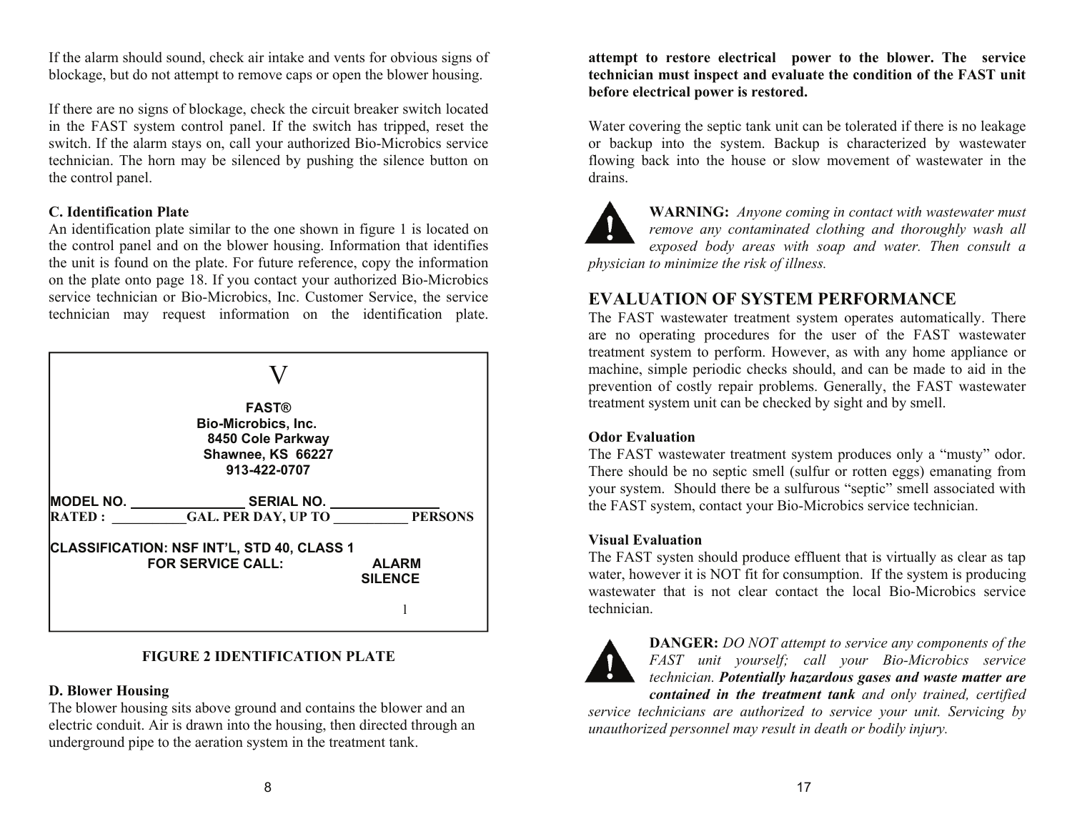If the alarm should sound, check air intake and vents for obvious signs of blockage, but do not attempt to remove caps or open the blower housing.

If there are no signs of blockage, check the circuit breaker switch located in the FAST system control panel. If the switch has tripped, reset the switch. If the alarm stays on, call your authorized Bio-Microbics service technician. The horn may be silenced by pushing the silence button on the control panel.

**C. Identification Plate**

An identification plate similar to the one shown in figure 1 is located on the control panel and on the blower housing. Information that identifies the unit is found on the plate. For future reference, copy the information on the plate onto page 18. If you contact your authorized Bio-Microbics service technician or Bio-Microbics, Inc. Customer Service, the service technician may request information on the identification plate.

V

**FAST®**
**Bio-Microbics, Inc.**
**8450 Cole Parkway**
**Shawnee, KS 66227**
**913-422-0707**

**MODEL NO. _______________ SERIAL NO. _______________**

**RATED : __________GAL. PER DAY, UP TO __________ PERSONS**

**CLASSIFICATION: NSF INT'L, STD 40, CLASS 1**

**FOR SERVICE CALL:** **ALARM SILENCE**

l

**FIGURE 2 IDENTIFICATION PLATE**

**D. Blower Housing**

The blower housing sits above ground and contains the blower and an electric conduit. Air is drawn into the housing, then directed through an underground pipe to the aeration system in the treatment tank.

**attempt to restore electrical power to the blower. The service technician must inspect and evaluate the condition of the FAST unit before electrical power is restored.**

Water covering the septic tank unit can be tolerated if there is no leakage or backup into the system. Backup is characterized by wastewater flowing back into the house or slow movement of wastewater in the drains.

**WARNING:** *Anyone coming in contact with wastewater must remove any contaminated clothing and thoroughly wash all exposed body areas with soap and water. Then consult a physician to minimize the risk of illness.*

## EVALUATION OF SYSTEM PERFORMANCE

The FAST wastewater treatment system operates automatically. There are no operating procedures for the user of the FAST wastewater treatment system to perform. However, as with any home appliance or machine, simple periodic checks should, and can be made to aid in the prevention of costly repair problems. Generally, the FAST wastewater treatment system unit can be checked by sight and by smell.

**Odor Evaluation**

The FAST wastewater treatment system produces only a "musty" odor. There should be no septic smell (sulfur or rotten eggs) emanating from your system. Should there be a sulfurous "septic" smell associated with the FAST system, contact your Bio-Microbics service technician.

**Visual Evaluation**

The FAST systen should produce effluent that is virtually as clear as tap water, however it is NOT fit for consumption. If the system is producing wastewater that is not clear contact the local Bio-Microbics service technician.

**DANGER:** *DO NOT attempt to service any components of the FAST unit yourself; call your Bio-Microbics service technician.* ***Potentially hazardous gases and waste matter are contained in the treatment tank*** *and only trained, certified service technicians are authorized to service your unit. Servicing by unauthorized personnel may result in death or bodily injury.*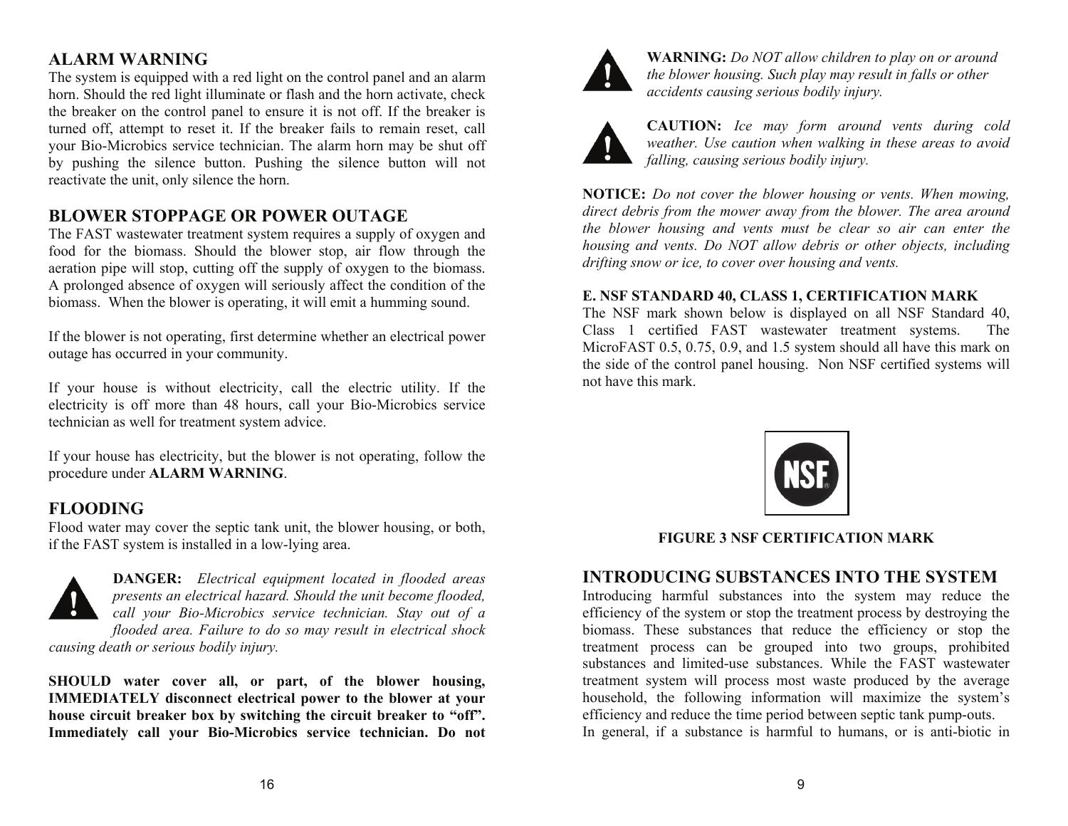## ALARM WARNING

The system is equipped with a red light on the control panel and an alarm horn. Should the red light illuminate or flash and the horn activate, check the breaker on the control panel to ensure it is not off. If the breaker is turned off, attempt to reset it. If the breaker fails to remain reset, call your Bio-Microbics service technician. The alarm horn may be shut off by pushing the silence button. Pushing the silence button will not reactivate the unit, only silence the horn.

## BLOWER STOPPAGE OR POWER OUTAGE

The FAST wastewater treatment system requires a supply of oxygen and food for the biomass. Should the blower stop, air flow through the aeration pipe will stop, cutting off the supply of oxygen to the biomass. A prolonged absence of oxygen will seriously affect the condition of the biomass. When the blower is operating, it will emit a humming sound.

If the blower is not operating, first determine whether an electrical power outage has occurred in your community.

If your house is without electricity, call the electric utility. If the electricity is off more than 48 hours, call your Bio-Microbics service technician as well for treatment system advice.

If your house has electricity, but the blower is not operating, follow the procedure under **ALARM WARNING**.

## FLOODING

Flood water may cover the septic tank unit, the blower housing, or both, if the FAST system is installed in a low-lying area.

**DANGER:** *Electrical equipment located in flooded areas presents an electrical hazard. Should the unit become flooded, call your Bio-Microbics service technician. Stay out of a flooded area. Failure to do so may result in electrical shock causing death or serious bodily injury.*

**SHOULD water cover all, or part, of the blower housing, IMMEDIATELY disconnect electrical power to the blower at your house circuit breaker box by switching the circuit breaker to "off". Immediately call your Bio-Microbics service technician. Do not**

**WARNING:** *Do NOT allow children to play on or around the blower housing. Such play may result in falls or other accidents causing serious bodily injury.*

**CAUTION:** *Ice may form around vents during cold weather. Use caution when walking in these areas to avoid falling, causing serious bodily injury.*

**NOTICE:** *Do not cover the blower housing or vents. When mowing, direct debris from the mower away from the blower. The area around the blower housing and vents must be clear so air can enter the housing and vents. Do NOT allow debris or other objects, including drifting snow or ice, to cover over housing and vents.*

### E. NSF STANDARD 40, CLASS 1, CERTIFICATION MARK

The NSF mark shown below is displayed on all NSF Standard 40, Class 1 certified FAST wastewater treatment systems. The MicroFAST 0.5, 0.75, 0.9, and 1.5 system should all have this mark on the side of the control panel housing. Non NSF certified systems will not have this mark.

**FIGURE 3 NSF CERTIFICATION MARK**

## INTRODUCING SUBSTANCES INTO THE SYSTEM

Introducing harmful substances into the system may reduce the efficiency of the system or stop the treatment process by destroying the biomass. These substances that reduce the efficiency or stop the treatment process can be grouped into two groups, prohibited substances and limited-use substances. While the FAST wastewater treatment system will process most waste produced by the average household, the following information will maximize the system's efficiency and reduce the time period between septic tank pump-outs.

In general, if a substance is harmful to humans, or is anti-biotic in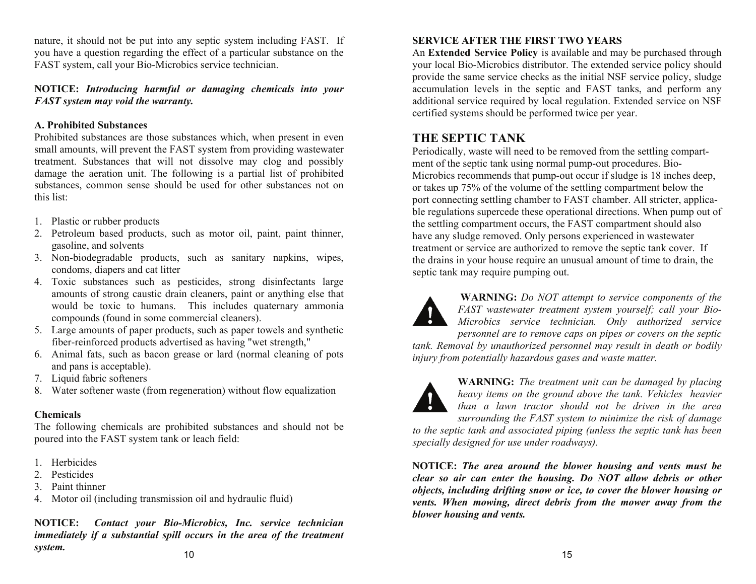nature, it should not be put into any septic system including FAST. If you have a question regarding the effect of a particular substance on the FAST system, call your Bio-Microbics service technician.

**NOTICE:** ***Introducing harmful or damaging chemicals into your FAST system may void the warranty.***

**A. Prohibited Substances**

Prohibited substances are those substances which, when present in even small amounts, will prevent the FAST system from providing wastewater treatment. Substances that will not dissolve may clog and possibly damage the aeration unit. The following is a partial list of prohibited substances, common sense should be used for other substances not on this list:

1. Plastic or rubber products
2. Petroleum based products, such as motor oil, paint, paint thinner, gasoline, and solvents
3. Non-biodegradable products, such as sanitary napkins, wipes, condoms, diapers and cat litter
4. Toxic substances such as pesticides, strong disinfectants large amounts of strong caustic drain cleaners, paint or anything else that would be toxic to humans. This includes quaternary ammonia compounds (found in some commercial cleaners).
5. Large amounts of paper products, such as paper towels and synthetic fiber-reinforced products advertised as having "wet strength,"
6. Animal fats, such as bacon grease or lard (normal cleaning of pots and pans is acceptable).
7. Liquid fabric softeners
8. Water softener waste (from regeneration) without flow equalization

**Chemicals**

The following chemicals are prohibited substances and should not be poured into the FAST system tank or leach field:

1. Herbicides
2. Pesticides
3. Paint thinner
4. Motor oil (including transmission oil and hydraulic fluid)

**NOTICE:** ***Contact your Bio-Microbics, Inc. service technician immediately if a substantial spill occurs in the area of the treatment system.***

**SERVICE AFTER THE FIRST TWO YEARS**

An **Extended Service Policy** is available and may be purchased through your local Bio-Microbics distributor. The extended service policy should provide the same service checks as the initial NSF service policy, sludge accumulation levels in the septic and FAST tanks, and perform any additional service required by local regulation. Extended service on NSF certified systems should be performed twice per year.

## THE SEPTIC TANK

Periodically, waste will need to be removed from the settling compartment of the septic tank using normal pump-out procedures. Bio-Microbics recommends that pump-out occur if sludge is 18 inches deep, or takes up 75% of the volume of the settling compartment below the port connecting settling chamber to FAST chamber. All stricter, applicable regulations supercede these operational directions. When pump out of the settling compartment occurs, the FAST compartment should also have any sludge removed. Only persons experienced in wastewater treatment or service are authorized to remove the septic tank cover. If the drains in your house require an unusual amount of time to drain, the septic tank may require pumping out.

**WARNING:** *Do NOT attempt to service components of the FAST wastewater treatment system yourself; call your Bio-Microbics service technician. Only authorized service personnel are to remove caps on pipes or covers on the septic tank. Removal by unauthorized personnel may result in death or bodily injury from potentially hazardous gases and waste matter.*

**WARNING:** *The treatment unit can be damaged by placing heavy items on the ground above the tank. Vehicles heavier than a lawn tractor should not be driven in the area surrounding the FAST system to minimize the risk of damage to the septic tank and associated piping (unless the septic tank has been specially designed for use under roadways).*

**NOTICE:** ***The area around the blower housing and vents must be clear so air can enter the housing. Do NOT allow debris or other objects, including drifting snow or ice, to cover the blower housing or vents. When mowing, direct debris from the mower away from the blower housing and vents.***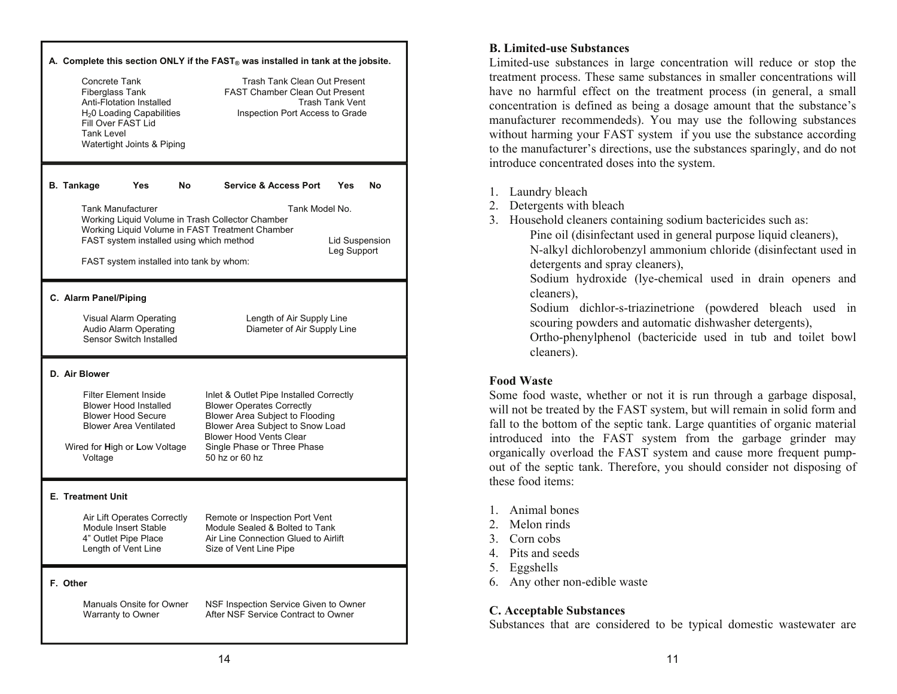**A. Complete this section ONLY if the FAST® was installed in tank at the jobsite.**

| | |
|---|---|
| Concrete Tank | Trash Tank Clean Out Present |
| Fiberglass Tank | FAST Chamber Clean Out Present |
| Anti-Flotation Installed | Trash Tank Vent |
| $H_20$ Loading Capabilities | Inspection Port Access to Grade |
| Fill Over FAST Lid | |
| Tank Level | |
| Watertight Joints & Piping | |

**B. Tankage** Yes No **Service & Access Port** Yes No

Tank Manufacturer Tank Model No.

Working Liquid Volume in Trash Collector Chamber

Working Liquid Volume in FAST Treatment Chamber

FAST system installed using which method Lid Suspension / Leg Support

FAST system installed into tank by whom:

**C. Alarm Panel/Piping**

| | |
|---|---|
| Visual Alarm Operating | Length of Air Supply Line |
| Audio Alarm Operating | Diameter of Air Supply Line |
| Sensor Switch Installed | |

**D. Air Blower**

| | |
|---|---|
| Filter Element Inside | Inlet & Outlet Pipe Installed Correctly |
| Blower Hood Installed | Blower Operates Correctly |
| Blower Hood Secure | Blower Area Subject to Flooding |
| Blower Area Ventilated | Blower Area Subject to Snow Load |
| | Blower Hood Vents Clear |
| Wired for **H**igh or **L**ow Voltage | Single Phase or Three Phase |
| Voltage | 50 hz or 60 hz |

**E. Treatment Unit**

| | |
|---|---|
| Air Lift Operates Correctly | Remote or Inspection Port Vent |
| Module Insert Stable | Module Sealed & Bolted to Tank |
| 4" Outlet Pipe Place | Air Line Connection Glued to Airlift |
| Length of Vent Line | Size of Vent Line Pipe |

**F. Other**

| | |
|---|---|
| Manuals Onsite for Owner | NSF Inspection Service Given to Owner |
| Warranty to Owner | After NSF Service Contract to Owner |

**B. Limited-use Substances**

Limited-use substances in large concentration will reduce or stop the treatment process. These same substances in smaller concentrations will have no harmful effect on the treatment process (in general, a small concentration is defined as being a dosage amount that the substance's manufacturer recommendeds). You may use the following substances without harming your FAST system if you use the substance according to the manufacturer's directions, use the substances sparingly, and do not introduce concentrated doses into the system.

1. Laundry bleach
2. Detergents with bleach
3. Household cleaners containing sodium bactericides such as:
   - Pine oil (disinfectant used in general purpose liquid cleaners),
   - N-alkyl dichlorobenzyl ammonium chloride (disinfectant used in detergents and spray cleaners),
   - Sodium hydroxide (lye-chemical used in drain openers and cleaners),
   - Sodium dichlor-s-triazinetrione (powdered bleach used in scouring powders and automatic dishwasher detergents),
   - Ortho-phenylphenol (bactericide used in tub and toilet bowl cleaners).

**Food Waste**

Some food waste, whether or not it is run through a garbage disposal, will not be treated by the FAST system, but will remain in solid form and fall to the bottom of the septic tank. Large quantities of organic material introduced into the FAST system from the garbage grinder may organically overload the FAST system and cause more frequent pump-out of the septic tank. Therefore, you should consider not disposing of these food items:

1. Animal bones
2. Melon rinds
3. Corn cobs
4. Pits and seeds
5. Eggshells
6. Any other non-edible waste

**C. Acceptable Substances**

Substances that are considered to be typical domestic wastewater are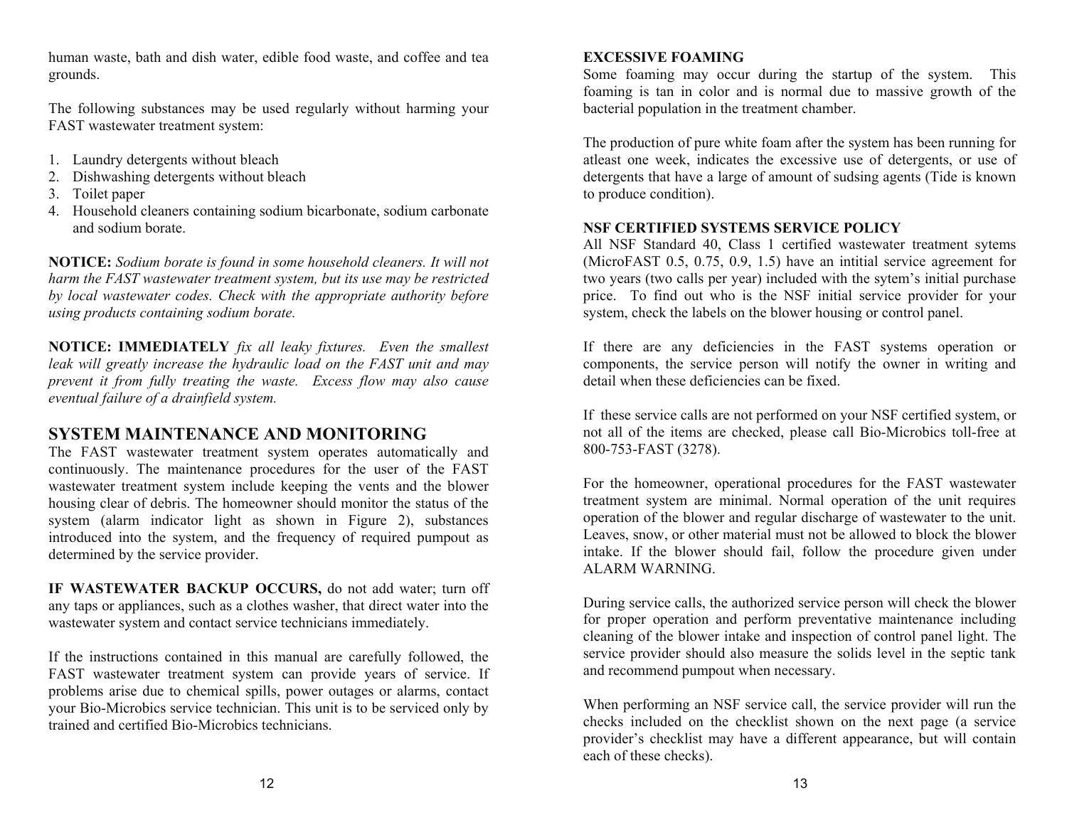human waste, bath and dish water, edible food waste, and coffee and tea grounds.

The following substances may be used regularly without harming your FAST wastewater treatment system:

1. Laundry detergents without bleach
2. Dishwashing detergents without bleach
3. Toilet paper
4. Household cleaners containing sodium bicarbonate, sodium carbonate and sodium borate.

**NOTICE:** *Sodium borate is found in some household cleaners. It will not harm the FAST wastewater treatment system, but its use may be restricted by local wastewater codes. Check with the appropriate authority before using products containing sodium borate.*

**NOTICE: IMMEDIATELY** *fix all leaky fixtures. Even the smallest leak will greatly increase the hydraulic load on the FAST unit and may prevent it from fully treating the waste. Excess flow may also cause eventual failure of a drainfield system.*

## SYSTEM MAINTENANCE AND MONITORING

The FAST wastewater treatment system operates automatically and continuously. The maintenance procedures for the user of the FAST wastewater treatment system include keeping the vents and the blower housing clear of debris. The homeowner should monitor the status of the system (alarm indicator light as shown in Figure 2), substances introduced into the system, and the frequency of required pumpout as determined by the service provider.

**IF WASTEWATER BACKUP OCCURS,** do not add water; turn off any taps or appliances, such as a clothes washer, that direct water into the wastewater system and contact service technicians immediately.

If the instructions contained in this manual are carefully followed, the FAST wastewater treatment system can provide years of service. If problems arise due to chemical spills, power outages or alarms, contact your Bio-Microbics service technician. This unit is to be serviced only by trained and certified Bio-Microbics technicians.

**EXCESSIVE FOAMING**

Some foaming may occur during the startup of the system. This foaming is tan in color and is normal due to massive growth of the bacterial population in the treatment chamber.

The production of pure white foam after the system has been running for atleast one week, indicates the excessive use of detergents, or use of detergents that have a large of amount of sudsing agents (Tide is known to produce condition).

**NSF CERTIFIED SYSTEMS SERVICE POLICY**

All NSF Standard 40, Class 1 certified wastewater treatment sytems (MicroFAST 0.5, 0.75, 0.9, 1.5) have an intitial service agreement for two years (two calls per year) included with the sytem's initial purchase price. To find out who is the NSF initial service provider for your system, check the labels on the blower housing or control panel.

If there are any deficiencies in the FAST systems operation or components, the service person will notify the owner in writing and detail when these deficiencies can be fixed.

If these service calls are not performed on your NSF certified system, or not all of the items are checked, please call Bio-Microbics toll-free at 800-753-FAST (3278).

For the homeowner, operational procedures for the FAST wastewater treatment system are minimal. Normal operation of the unit requires operation of the blower and regular discharge of wastewater to the unit. Leaves, snow, or other material must not be allowed to block the blower intake. If the blower should fail, follow the procedure given under ALARM WARNING.

During service calls, the authorized service person will check the blower for proper operation and perform preventative maintenance including cleaning of the blower intake and inspection of control panel light. The service provider should also measure the solids level in the septic tank and recommend pumpout when necessary.

When performing an NSF service call, the service provider will run the checks included on the checklist shown on the next page (a service provider's checklist may have a different appearance, but will contain each of these checks).